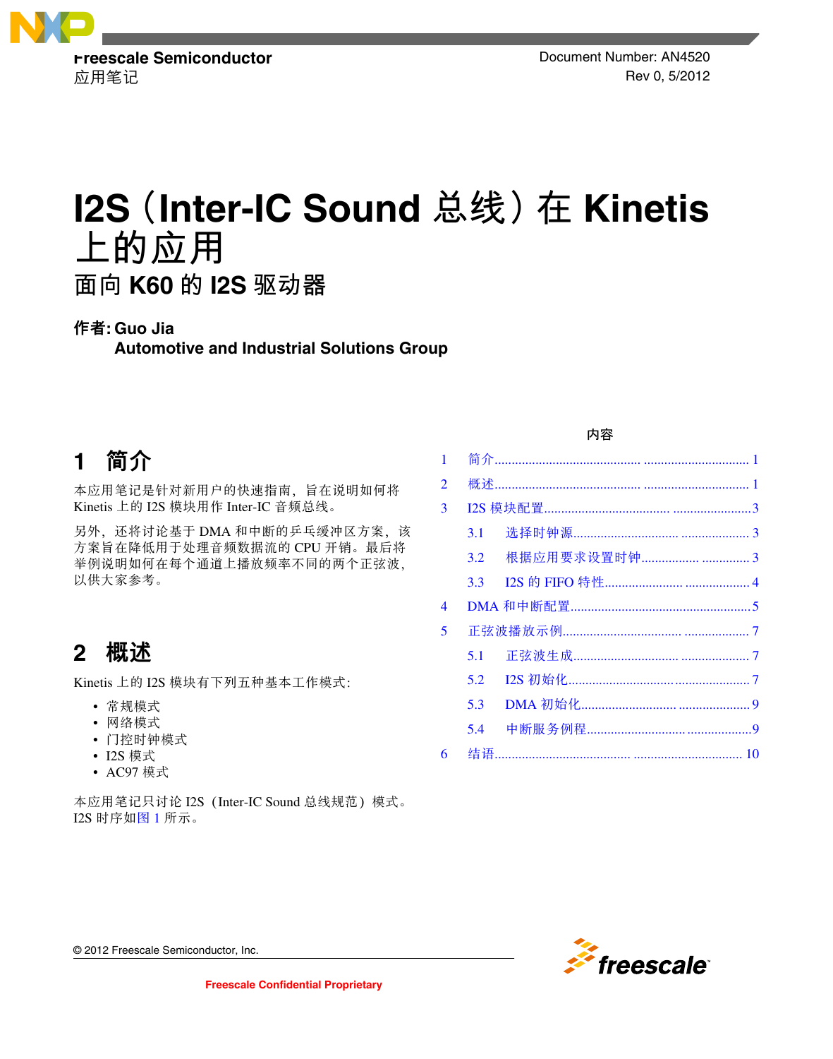Freescale Semiconductor
应用笔记

Document Number: AN4520
Rev 0, 5/2012

# I2S（Inter-IC Sound 总线）在 Kinetis 上的应用

## 面向 K60 的 I2S 驱动器

**作者: Guo Jia**
**Automotive and Industrial Solutions Group**

内容

| | | |
|---|---|---|
| 1 | 简介 | 1 |
| 2 | 概述 | 1 |
| 3 | I2S 模块配置 | 3 |
| 3.1 | 选择时钟源 | 3 |
| 3.2 | 根据应用要求设置时钟 | 3 |
| 3.3 | I2S 的 FIFO 特性 | 4 |
| 4 | DMA 和中断配置 | 5 |
| 5 | 正弦波播放示例 | 7 |
| 5.1 | 正弦波生成 | 7 |
| 5.2 | I2S 初始化 | 7 |
| 5.3 | DMA 初始化 | 9 |
| 5.4 | 中断服务例程 | 9 |
| 6 | 结语 | 10 |

## 1 简介

本应用笔记是针对新用户的快速指南，旨在说明如何将 Kinetis 上的 I2S 模块用作 Inter-IC 音频总线。

另外，还将讨论基于 DMA 和中断的乒乓缓冲区方案，该方案旨在降低用于处理音频数据流的 CPU 开销。最后将举例说明如何在每个通道上播放频率不同的两个正弦波，以供大家参考。

## 2 概述

Kinetis 上的 I2S 模块有下列五种基本工作模式:

- 常规模式
- 网络模式
- 门控时钟模式
- I2S 模式
- AC97 模式

本应用笔记只讨论 I2S（Inter-IC Sound 总线规范）模式。I2S 时序如图 1 所示。

© 2012 Freescale Semiconductor, Inc.

Freescale Confidential Proprietary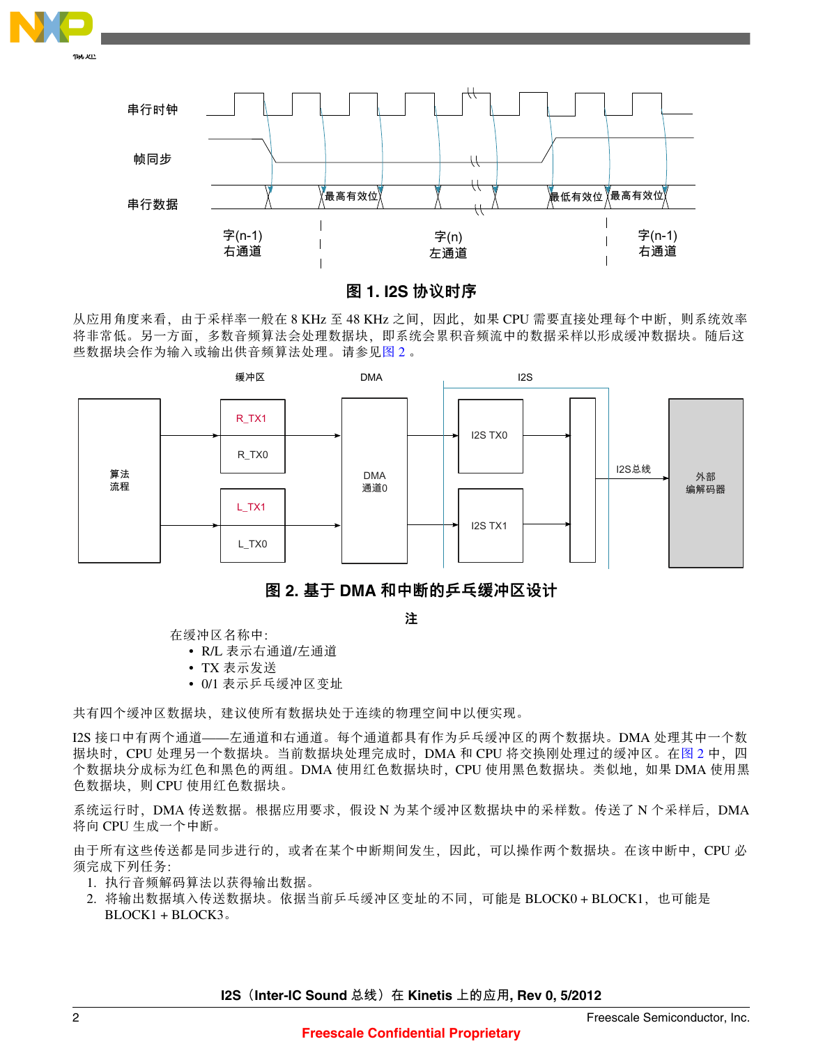图 1. I2S 协议时序

从应用角度来看，由于采样率一般在 8 KHz 至 48 KHz 之间，因此，如果 CPU 需要直接处理每个中断，则系统效率将非常低。另一方面，多数音频算法会处理数据块，即系统会累积音频流中的数据采样以形成缓冲数据块。随后这些数据块会作为输入或输出供音频算法处理。请参见图 2 。

图 2. 基于 DMA 和中断的乒乓缓冲区设计

**注**

在缓冲区名称中:
- R/L 表示右通道/左通道
- TX 表示发送
- 0/1 表示乒乓缓冲区变址

共有四个缓冲区数据块，建议使所有数据块处于连续的物理空间中以便实现。

I2S 接口中有两个通道——左通道和右通道。每个通道都具有作为乒乓缓冲区的两个数据块。DMA 处理其中一个数据块时，CPU 处理另一个数据块。当前数据块处理完成时，DMA 和 CPU 将交换刚处理过的缓冲区。在图 2 中，四个数据块分成标为红色和黑色的两组。DMA 使用红色数据块时，CPU 使用黑色数据块。类似地，如果 DMA 使用黑色数据块，则 CPU 使用红色数据块。

系统运行时，DMA 传送数据。根据应用要求，假设 N 为某个缓冲区数据块中的采样数。传送了 N 个采样后，DMA 将向 CPU 生成一个中断。

由于所有这些传送都是同步进行的，或者在某个中断期间发生，因此，可以操作两个数据块。在该中断中，CPU 必须完成下列任务:

1. 执行音频解码算法以获得输出数据。
2. 将输出数据填入传送数据块。依据当前乒乓缓冲区变址的不同，可能是 BLOCK0 + BLOCK1，也可能是 BLOCK1 + BLOCK3。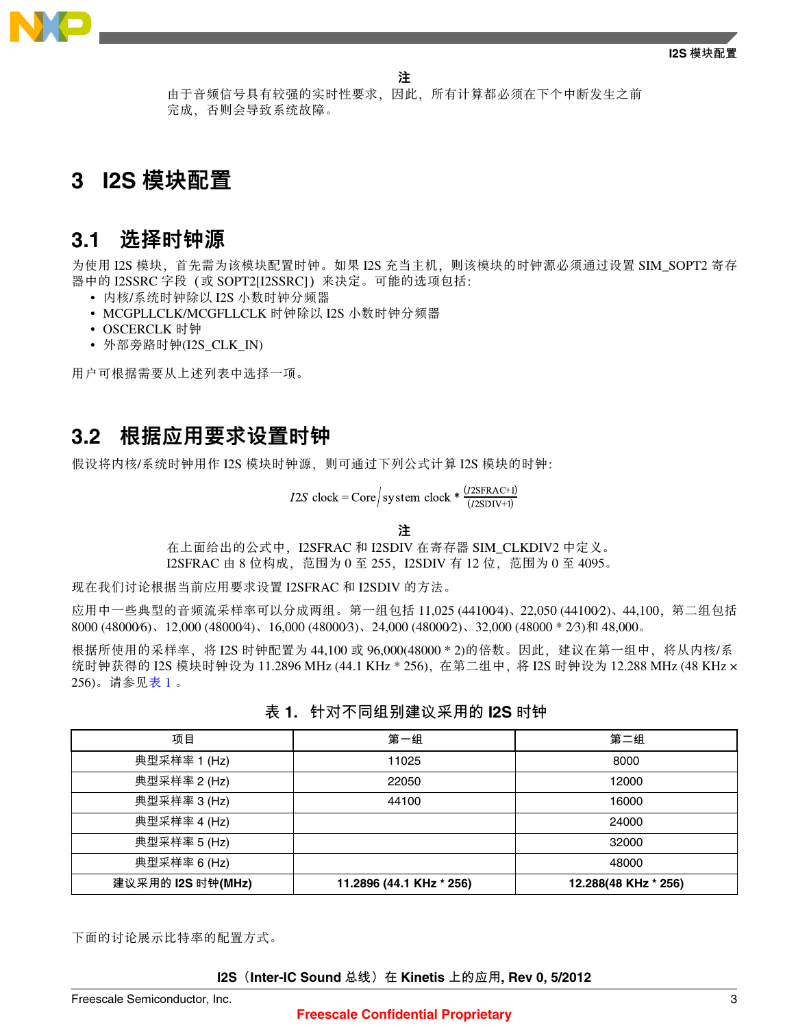**注**

由于音频信号具有较强的实时性要求，因此，所有计算都必须在下个中断发生之前完成，否则会导致系统故障。

# 3 I2S 模块配置

## 3.1 选择时钟源

为使用 I2S 模块，首先需为该模块配置时钟。如果 I2S 充当主机，则该模块的时钟源必须通过设置 SIM_SOPT2 寄存器中的 I2SSRC 字段（或 SOPT2[I2SSRC]）来决定。可能的选项包括：

- 内核/系统时钟除以 I2S 小数时钟分频器
- MCGPLLCLK/MCGFLLCLK 时钟除以 I2S 小数时钟分频器
- OSCERCLK 时钟
- 外部旁路时钟(I2S_CLK_IN)

用户可根据需要从上述列表中选择一项。

## 3.2 根据应用要求设置时钟

假设将内核/系统时钟用作 I2S 模块时钟源，则可通过下列公式计算 I2S 模块的时钟：

$$I2S\ \text{clock} = \text{Core}/\text{system clock} * \frac{(I2SFRAC+1)}{(I2SDIV+1)}$$

**注**

在上面给出的公式中，I2SFRAC 和 I2SDIV 在寄存器 SIM_CLKDIV2 中定义。I2SFRAC 由 8 位构成，范围为 0 至 255，I2SDIV 有 12 位，范围为 0 至 4095。

现在我们讨论根据当前应用要求设置 I2SFRAC 和 I2SDIV 的方法。

应用中一些典型的音频流采样率可以分成两组。第一组包括 11,025 (44100/4)、22,050 (44100/2)、44,100，第二组包括 8000 (48000/6)、12,000 (48000/4)、16,000 (48000/3)、24,000 (48000/2)、32,000 (48000 * 2/3)和 48,000。

根据所使用的采样率，将 I2S 时钟配置为 44,100 或 96,000(48000 * 2)的倍数。因此，建议在第一组中，将从内核/系统时钟获得的 I2S 模块时钟设为 11.2896 MHz (44.1 KHz * 256)，在第二组中，将 I2S 时钟设为 12.288 MHz (48 KHz × 256)。请参见表 1 。

**表 1. 针对不同组别建议采用的 I2S 时钟**

| 项目 | 第一组 | 第二组 |
|---|---|---|
| 典型采样率 1 (Hz) | 11025 | 8000 |
| 典型采样率 2 (Hz) | 22050 | 12000 |
| 典型采样率 3 (Hz) | 44100 | 16000 |
| 典型采样率 4 (Hz) | | 24000 |
| 典型采样率 5 (Hz) | | 32000 |
| 典型采样率 6 (Hz) | | 48000 |
| **建议采用的 I2S 时钟(MHz)** | **11.2896 (44.1 KHz * 256)** | **12.288(48 KHz * 256)** |

下面的讨论展示比特率的配置方式。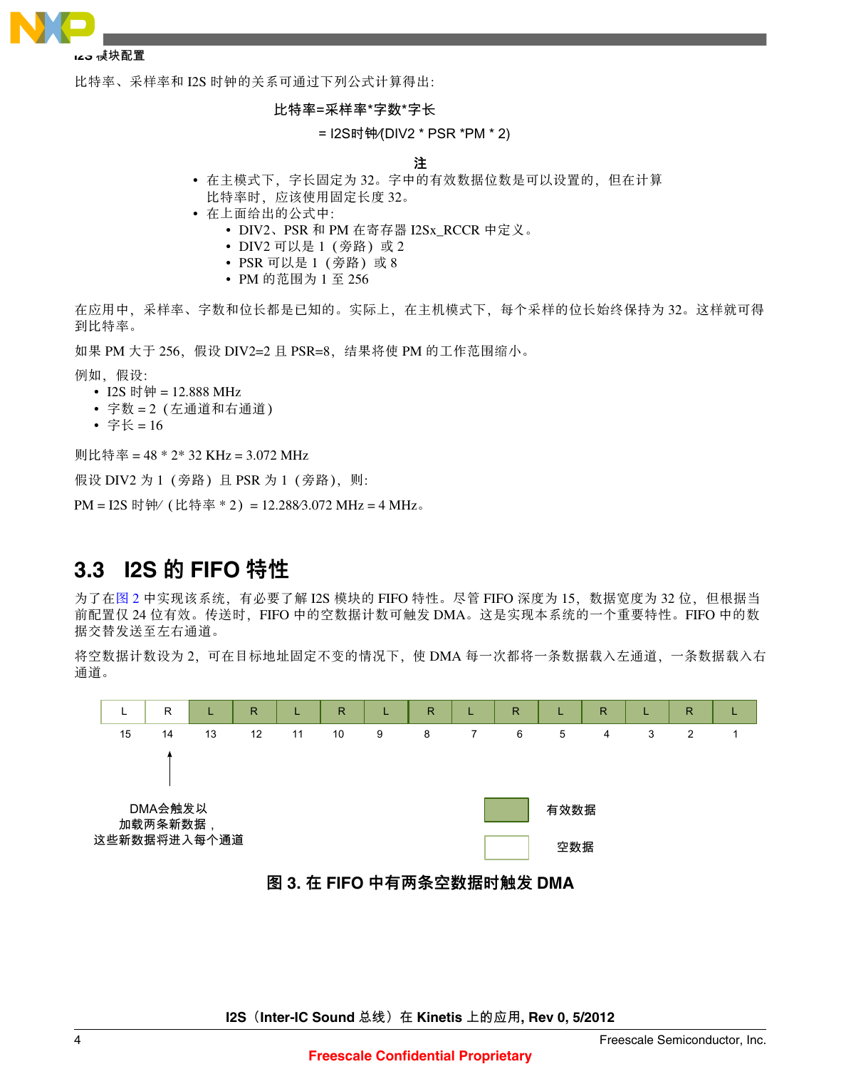比特率、采样率和 I2S 时钟的关系可通过下列公式计算得出:

比特率=采样率*字数*字长

= I2S时钟/(DIV2 * PSR *PM * 2)

**注**

- 在主模式下，字长固定为 32。字中的有效数据位数是可以设置的，但在计算比特率时，应该使用固定长度 32。
- 在上面给出的公式中:
  - DIV2、PSR 和 PM 在寄存器 I2Sx_RCCR 中定义。
  - DIV2 可以是 1（旁路）或 2
  - PSR 可以是 1（旁路）或 8
  - PM 的范围为 1 至 256

在应用中，采样率、字数和位长都是已知的。实际上，在主机模式下，每个采样的位长始终保持为 32。这样就可得到比特率。

如果 PM 大于 256，假设 DIV2=2 且 PSR=8，结果将使 PM 的工作范围缩小。

例如，假设:

- I2S 时钟 = 12.888 MHz
- 字数 = 2（左通道和右通道）
- 字长 = 16

则比特率 = 48 * 2* 32 KHz = 3.072 MHz

假设 DIV2 为 1（旁路）且 PSR 为 1（旁路），则:

PM = I2S 时钟/（比特率 * 2）= 12.288/3.072 MHz = 4 MHz。

## 3.3 I2S 的 FIFO 特性

为了在图 2 中实现该系统，有必要了解 I2S 模块的 FIFO 特性。尽管 FIFO 深度为 15，数据宽度为 32 位，但根据当前配置仅 24 位有效。传送时，FIFO 中的空数据计数可触发 DMA。这是实现本系统的一个重要特性。FIFO 中的数据交替发送至左右通道。

将空数据计数设为 2，可在目标地址固定不变的情况下，使 DMA 每一次都将一条数据载入左通道，一条数据载入右通道。

| L | R | L | R | L | R | L | R | L | R | L | R | L | R | L |
|---|---|---|---|---|---|---|---|---|---|---|---|---|---|---|
| 15 | 14 | 13 | 12 | 11 | 10 | 9 | 8 | 7 | 6 | 5 | 4 | 3 | 2 | 1 |

DMA会触发以加载两条新数据，这些新数据将进入每个通道（指向位置 14）

图例：有效数据（位置 1–13）；空数据（位置 14–15）

图 3. 在 FIFO 中有两条空数据时触发 DMA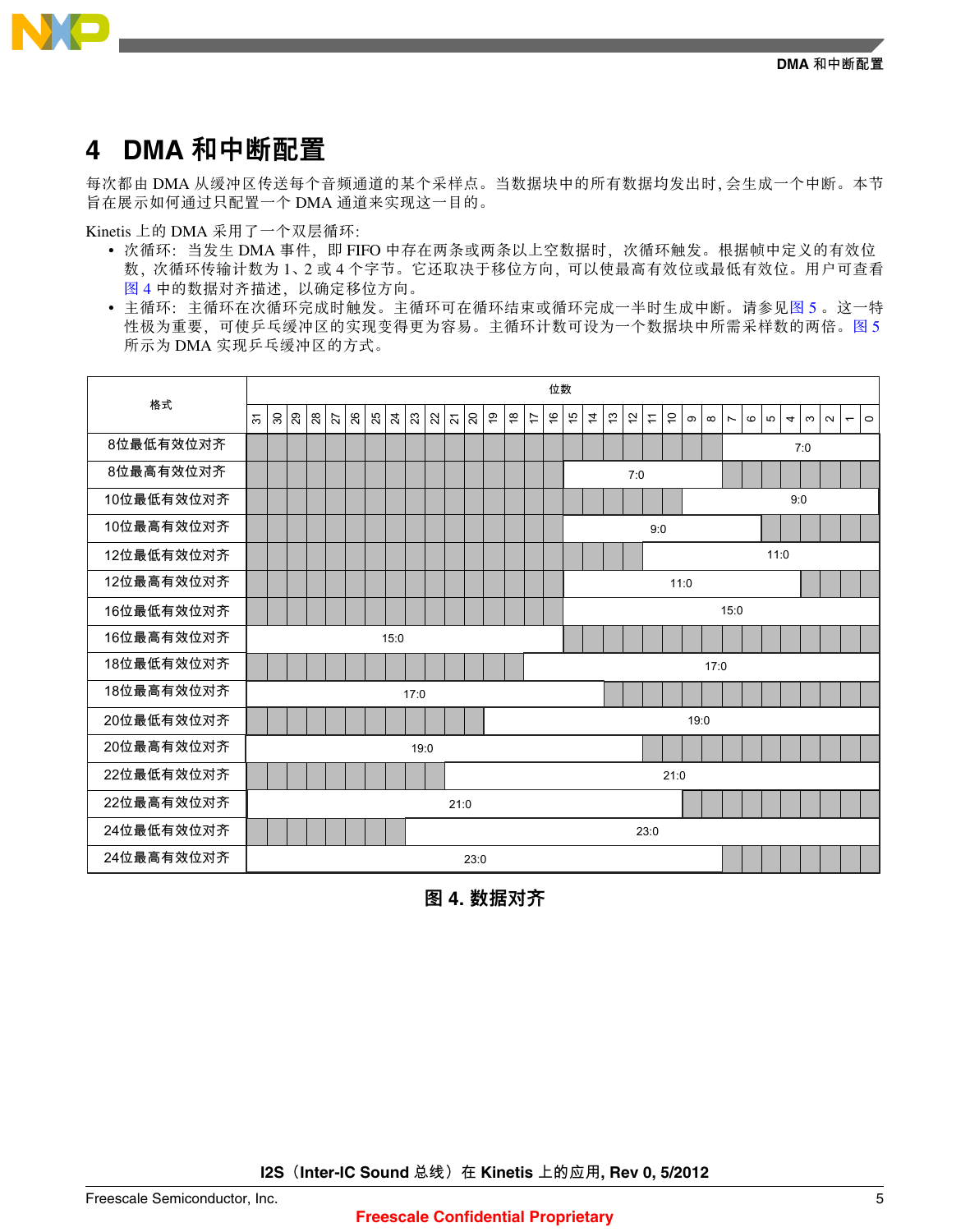# 4 DMA 和中断配置

每次都由 DMA 从缓冲区传送每个音频通道的某个采样点。当数据块中的所有数据均发出时, 会生成一个中断。本节旨在展示如何通过只配置一个 DMA 通道来实现这一目的。

Kinetis 上的 DMA 采用了一个双层循环:

- 次循环: 当发生 DMA 事件, 即 FIFO 中存在两条或两条以上空数据时, 次循环触发。根据帧中定义的有效位数, 次循环传输计数为 1、2 或 4 个字节。它还取决于移位方向, 可以使最高有效位或最低有效位。用户可查看图 4 中的数据对齐描述, 以确定移位方向。
- 主循环: 主循环在次循环完成时触发。主循环可在循环结束或循环完成一半时生成中断。请参见图 5 。这一特性极为重要, 可使乒乓缓冲区的实现变得更为容易。主循环计数可设为一个数据块中所需采样数的两倍。图 5 所示为 DMA 实现乒乓缓冲区的方式。

| 格式 | 位数 31–24 | 位数 23–16 | 位数 15–8 | 位数 7–0 |
|---|---|---|---|---|
| 8位最低有效位对齐 | — | — | — | 7:0 (位 7–0) |
| 8位最高有效位对齐 | — | — | 7:0 (位 15–8) | — |
| 10位最低有效位对齐 | — | — | 9:0 (位 9–0) | |
| 10位最高有效位对齐 | — | — | 9:0 (位 15–6) | |
| 12位最低有效位对齐 | — | — | 11:0 (位 11–0) | |
| 12位最高有效位对齐 | — | — | 11:0 (位 15–4) | |
| 16位最低有效位对齐 | — | — | 15:0 (位 15–0) | |
| 16位最高有效位对齐 | 15:0 (位 31–16) | | — | — |
| 18位最低有效位对齐 | — | 17:0 (位 17–0) | | |
| 18位最高有效位对齐 | 17:0 (位 31–14) | | | — |
| 20位最低有效位对齐 | — | 19:0 (位 19–0) | | |
| 20位最高有效位对齐 | 19:0 (位 31–12) | | | — |
| 22位最低有效位对齐 | — | 21:0 (位 21–0) | | |
| 22位最高有效位对齐 | 21:0 (位 31–10) | | | — |
| 24位最低有效位对齐 | — | 23:0 (位 23–0) | | |
| 24位最高有效位对齐 | 23:0 (位 31–8) | | | — |

图 4. 数据对齐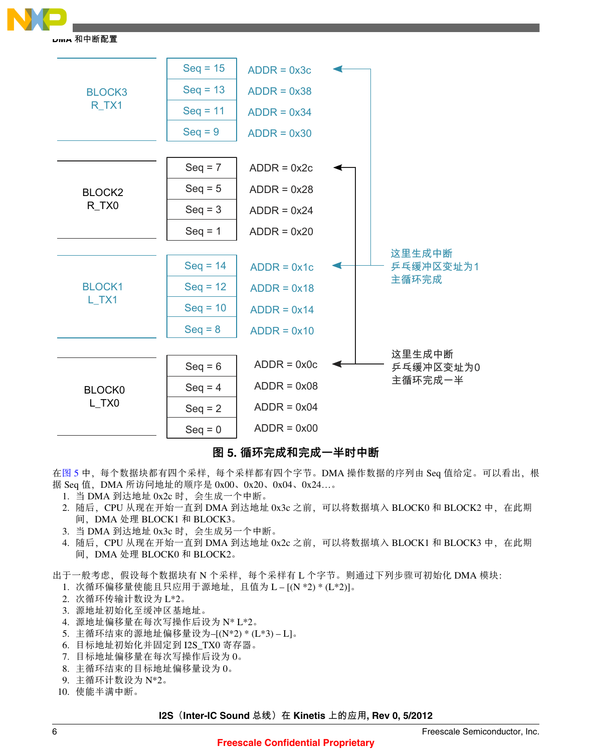| | | |
|---|---|---|
| BLOCK3 R_TX1 | Seq = 15 | ADDR = 0x3c |
| | Seq = 13 | ADDR = 0x38 |
| | Seq = 11 | ADDR = 0x34 |
| | Seq = 9 | ADDR = 0x30 |
| BLOCK2 R_TX0 | Seq = 7 | ADDR = 0x2c |
| | Seq = 5 | ADDR = 0x28 |
| | Seq = 3 | ADDR = 0x24 |
| | Seq = 1 | ADDR = 0x20 |
| BLOCK1 L_TX1 | Seq = 14 | ADDR = 0x1c |
| | Seq = 12 | ADDR = 0x18 |
| | Seq = 10 | ADDR = 0x14 |
| | Seq = 8 | ADDR = 0x10 |
| BLOCK0 L_TX0 | Seq = 6 | ADDR = 0x0c |
| | Seq = 4 | ADDR = 0x08 |
| | Seq = 2 | ADDR = 0x04 |
| | Seq = 0 | ADDR = 0x00 |

这里生成中断
乒乓缓冲区变址为1
主循环完成

这里生成中断
乒乓缓冲区变址为0
主循环完成一半

**图 5. 循环完成和完成一半时中断**

在图 5 中，每个数据块都有四个采样，每个采样都有四个字节。DMA 操作数据的序列由 Seq 值给定。可以看出，根据 Seq 值，DMA 所访问地址的顺序是 0x00、0x20、0x04、0x24…。

1. 当 DMA 到达地址 0x2c 时，会生成一个中断。
2. 随后，CPU 从现在开始一直到 DMA 到达地址 0x3c 之前，可以将数据填入 BLOCK0 和 BLOCK2 中，在此期间，DMA 处理 BLOCK1 和 BLOCK3。
3. 当 DMA 到达地址 0x3c 时，会生成另一个中断。
4. 随后，CPU 从现在开始一直到 DMA 到达地址 0x2c 之前，可以将数据填入 BLOCK1 和 BLOCK3 中，在此期间，DMA 处理 BLOCK0 和 BLOCK2。

出于一般考虑，假设每个数据块有 N 个采样，每个采样有 L 个字节。则通过下列步骤可初始化 DMA 模块：

1. 次循环偏移量使能且只应用于源地址，且值为 L – [(N *2) * (L*2)]。
2. 次循环传输计数设为 L*2。
3. 源地址初始化至缓冲区基地址。
4. 源地址偏移量在每次写操作后设为 N* L*2。
5. 主循环结束的源地址偏移量设为–[(N*2) * (L*3) – L]。
6. 目标地址初始化并固定到 I2S_TX0 寄存器。
7. 目标地址偏移量在每次写操作后设为 0。
8. 主循环结束的目标地址偏移量设为 0。
9. 主循环计数设为 N*2。
10. 使能半满中断。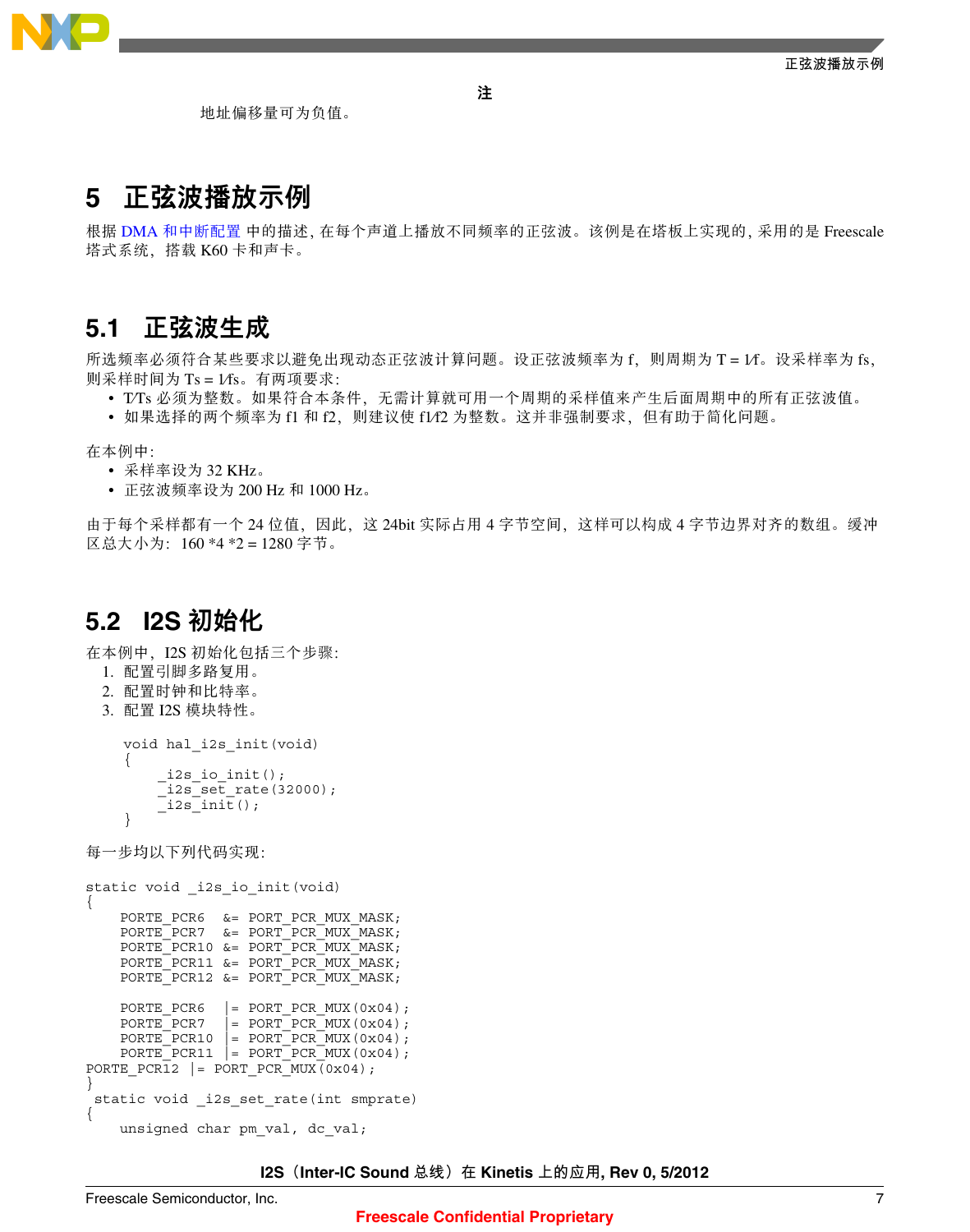**注**

地址偏移量可为负值。

# 5 正弦波播放示例

根据 DMA 和中断配置 中的描述, 在每个声道上播放不同频率的正弦波。该例是在塔板上实现的, 采用的是 Freescale 塔式系统，搭载 K60 卡和声卡。

## 5.1 正弦波生成

所选频率必须符合某些要求以避免出现动态正弦波计算问题。设正弦波频率为 f，则周期为 T = 1/f。设采样率为 fs，则采样时间为 Ts = 1/fs。有两项要求:

- T/Ts 必须为整数。如果符合本条件，无需计算就可用一个周期的采样值来产生后面周期中的所有正弦波值。
- 如果选择的两个频率为 f1 和 f2，则建议使 f1/f2 为整数。这并非强制要求，但有助于简化问题。

在本例中:

- 采样率设为 32 KHz。
- 正弦波频率设为 200 Hz 和 1000 Hz。

由于每个采样都有一个 24 位值，因此，这 24bit 实际占用 4 字节空间，这样可以构成 4 字节边界对齐的数组。缓冲区总大小为：160 *4 *2 = 1280 字节。

## 5.2 I2S 初始化

在本例中，I2S 初始化包括三个步骤:

1. 配置引脚多路复用。
2. 配置时钟和比特率。
3. 配置 I2S 模块特性。

```
void hal_i2s_init(void)
{
     _i2s_io_init();
     _i2s_set_rate(32000);
     _i2s_init();
}
```

每一步均以下列代码实现:

```
static void _i2s_io_init(void)
{
    PORTE_PCR6  &= PORT_PCR_MUX_MASK;
    PORTE_PCR7  &= PORT_PCR_MUX_MASK;
    PORTE_PCR10 &= PORT_PCR_MUX_MASK;
    PORTE_PCR11 &= PORT_PCR_MUX_MASK;
    PORTE_PCR12 &= PORT_PCR_MUX_MASK;

    PORTE_PCR6  |= PORT_PCR_MUX(0x04);
    PORTE_PCR7  |= PORT_PCR_MUX(0x04);
    PORTE_PCR10 |= PORT_PCR_MUX(0x04);
    PORTE_PCR11 |= PORT_PCR_MUX(0x04);
PORTE_PCR12 |= PORT_PCR_MUX(0x04);
}
 static void _i2s_set_rate(int smprate)
{
    unsigned char pm_val, dc_val;
```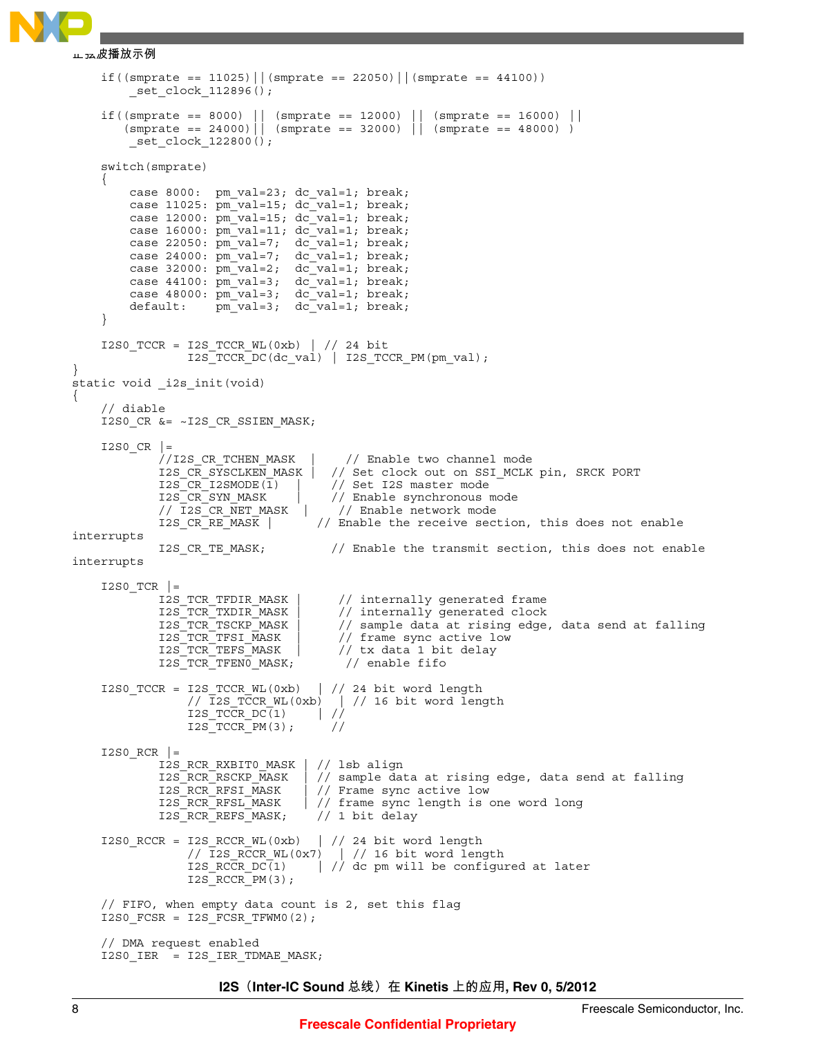```
    if((smprate == 11025)||(smprate == 22050)||(smprate == 44100))
        _set_clock_112896();

    if((smprate == 8000) || (smprate == 12000) || (smprate == 16000) ||
       (smprate == 24000)|| (smprate == 32000) || (smprate == 48000) )
        _set_clock_122800();

    switch(smprate)
    {
        case 8000:  pm_val=23; dc_val=1; break;
        case 11025: pm_val=15; dc_val=1; break;
        case 12000: pm_val=15; dc_val=1; break;
        case 16000: pm_val=11; dc_val=1; break;
        case 22050: pm_val=7;  dc_val=1; break;
        case 24000: pm_val=7;  dc_val=1; break;
        case 32000: pm_val=2;  dc_val=1; break;
        case 44100: pm_val=3;  dc_val=1; break;
        case 48000: pm_val=3;  dc_val=1; break;
        default:    pm_val=3;  dc_val=1; break;
    }

    I2S0_TCCR = I2S_TCCR_WL(0xb) | // 24 bit
                I2S_TCCR_DC(dc_val) | I2S_TCCR_PM(pm_val);
}
static void _i2s_init(void)
{
    // diable
    I2S0_CR &= ~I2S_CR_SSIEN_MASK;

    I2S0_CR |=
            //I2S_CR_TCHEN_MASK  |    // Enable two channel mode
            I2S_CR_SYSCLKEN_MASK |  // Set clock out on SSI_MCLK pin, SRCK PORT
            I2S_CR_I2SMODE(1)    |  // Set I2S master mode
            I2S_CR_SYN_MASK      |  // Enable synchronous mode
            // I2S_CR_NET_MASK  |    // Enable network mode
            I2S_CR_RE_MASK |      // Enable the receive section, this does not enable
interrupts
            I2S_CR_TE_MASK;         // Enable the transmit section, this does not enable
interrupts

    I2S0_TCR |=
            I2S_TCR_TFDIR_MASK |      // internally generated frame
            I2S_TCR_TXDIR_MASK |      // internally generated clock
            I2S_TCR_TSCKP_MASK |      // sample data at rising edge, data send at falling
            I2S_TCR_TFSI_MASK  |      // frame sync active low
            I2S_TCR_TEFS_MASK  |      // tx data 1 bit delay
            I2S_TCR_TFEN0_MASK;        // enable fifo

    I2S0_TCCR = I2S_TCCR_WL(0xb)  | // 24 bit word length
                // I2S_TCCR_WL(0xb)  | // 16 bit word length
                I2S_TCCR_DC(1)    | //
                I2S_TCCR_PM(3);     //

    I2S0_RCR |=
            I2S_RCR_RXBIT0_MASK | // lsb align
            I2S_RCR_RSCKP_MASK  | // sample data at rising edge, data send at falling
            I2S_RCR_RFSI_MASK   | // Frame sync active low
            I2S_RCR_RFSL_MASK   | // frame sync length is one word long
            I2S_RCR_REFS_MASK;    // 1 bit delay

    I2S0_RCCR = I2S_RCCR_WL(0xb)  | // 24 bit word length
                // I2S_RCCR_WL(0x7)  | // 16 bit word length
                I2S_RCCR_DC(1)    | // dc pm will be configured at later
                I2S_RCCR_PM(3);

    // FIFO, when empty data count is 2, set this flag
    I2S0_FCSR = I2S_FCSR_TFWM0(2);

    // DMA request enabled
    I2S0_IER  = I2S_IER_TDMAE_MASK;
```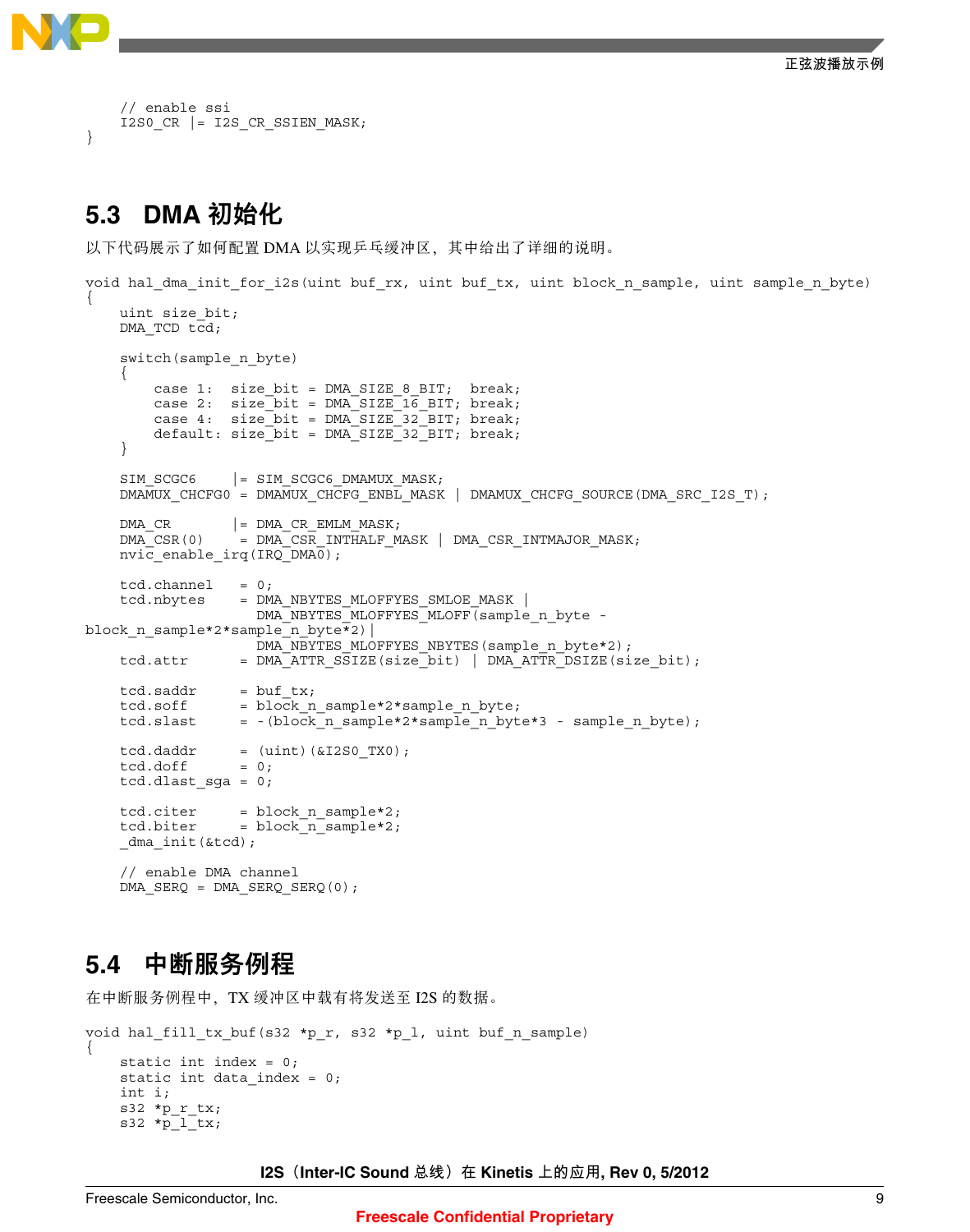```
    // enable ssi
    I2S0_CR |= I2S_CR_SSIEN_MASK;
}
```

## 5.3 DMA 初始化

以下代码展示了如何配置 DMA 以实现乒乓缓冲区，其中给出了详细的说明。

```
void hal_dma_init_for_i2s(uint buf_rx, uint buf_tx, uint block_n_sample, uint sample_n_byte)
{
    uint size_bit;
    DMA_TCD tcd;

    switch(sample_n_byte)
    {
        case 1:  size_bit = DMA_SIZE_8_BIT;  break;
        case 2:  size_bit = DMA_SIZE_16_BIT; break;
        case 4:  size_bit = DMA_SIZE_32_BIT; break;
        default: size_bit = DMA_SIZE_32_BIT; break;
    }

    SIM_SCGC6    |= SIM_SCGC6_DMAMUX_MASK;
    DMAMUX_CHCFG0 = DMAMUX_CHCFG_ENBL_MASK | DMAMUX_CHCFG_SOURCE(DMA_SRC_I2S_T);

    DMA_CR       |= DMA_CR_EMLM_MASK;
    DMA_CSR(0)    = DMA_CSR_INTHALF_MASK | DMA_CSR_INTMAJOR_MASK;
    nvic_enable_irq(IRQ_DMA0);

    tcd.channel   = 0;
    tcd.nbytes    = DMA_NBYTES_MLOFFYES_SMLOE_MASK |
                    DMA_NBYTES_MLOFFYES_MLOFF(sample_n_byte -
block_n_sample*2*sample_n_byte*2)|
                    DMA_NBYTES_MLOFFYES_NBYTES(sample_n_byte*2);
    tcd.attr      = DMA_ATTR_SSIZE(size_bit) | DMA_ATTR_DSIZE(size_bit);

    tcd.saddr     = buf_tx;
    tcd.soff      = block_n_sample*2*sample_n_byte;
    tcd.slast     = -(block_n_sample*2*sample_n_byte*3 - sample_n_byte);

    tcd.daddr     = (uint)(&I2S0_TX0);
    tcd.doff      = 0;
    tcd.dlast_sga = 0;

    tcd.citer     = block_n_sample*2;
    tcd.biter     = block_n_sample*2;
    _dma_init(&tcd);

    // enable DMA channel
    DMA_SERQ = DMA_SERQ_SERQ(0);
```

## 5.4 中断服务例程

在中断服务例程中，TX 缓冲区中载有将发送至 I2S 的数据。

```
void hal_fill_tx_buf(s32 *p_r, s32 *p_l, uint buf_n_sample)
{
    static int index = 0;
    static int data_index = 0;
    int i;
    s32 *p_r_tx;
    s32 *p_l_tx;
```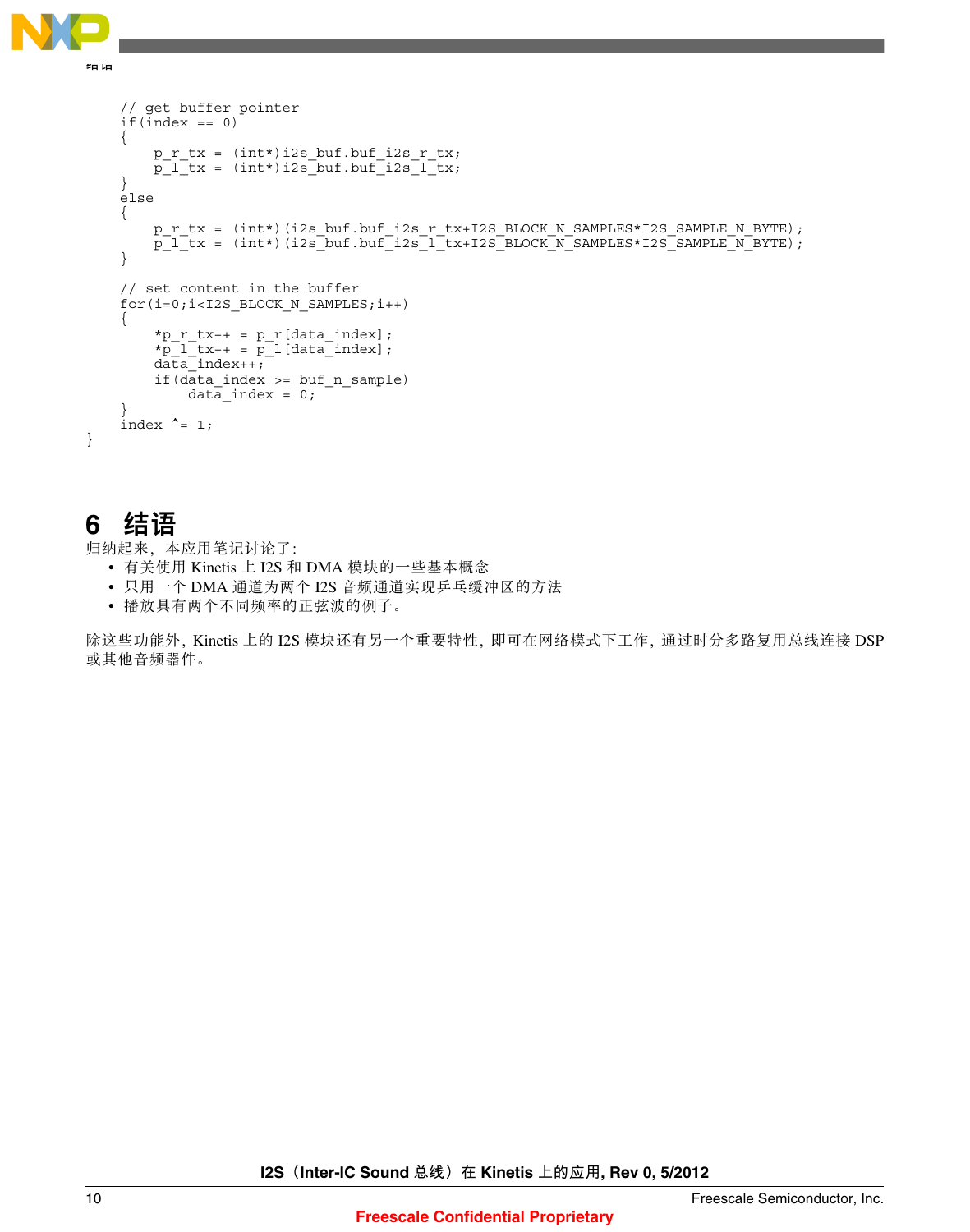```
    // get buffer pointer
    if(index == 0)
    {
        p_r_tx = (int*)i2s_buf.buf_i2s_r_tx;
        p_l_tx = (int*)i2s_buf.buf_i2s_l_tx;
    }
    else
    {
        p_r_tx = (int*)(i2s_buf.buf_i2s_r_tx+I2S_BLOCK_N_SAMPLES*I2S_SAMPLE_N_BYTE);
        p_l_tx = (int*)(i2s_buf.buf_i2s_l_tx+I2S_BLOCK_N_SAMPLES*I2S_SAMPLE_N_BYTE);
    }

    // set content in the buffer
    for(i=0;i<I2S_BLOCK_N_SAMPLES;i++)
    {
        *p_r_tx++ = p_r[data_index];
        *p_l_tx++ = p_l[data_index];
        data_index++;
        if(data_index >= buf_n_sample)
            data_index = 0;
    }
    index ^= 1;
}
```

# 6 结语

归纳起来，本应用笔记讨论了:

- 有关使用 Kinetis 上 I2S 和 DMA 模块的一些基本概念
- 只用一个 DMA 通道为两个 I2S 音频通道实现乒乓缓冲区的方法
- 播放具有两个不同频率的正弦波的例子。

除这些功能外，Kinetis 上的 I2S 模块还有另一个重要特性，即可在网络模式下工作，通过时分多路复用总线连接 DSP 或其他音频器件。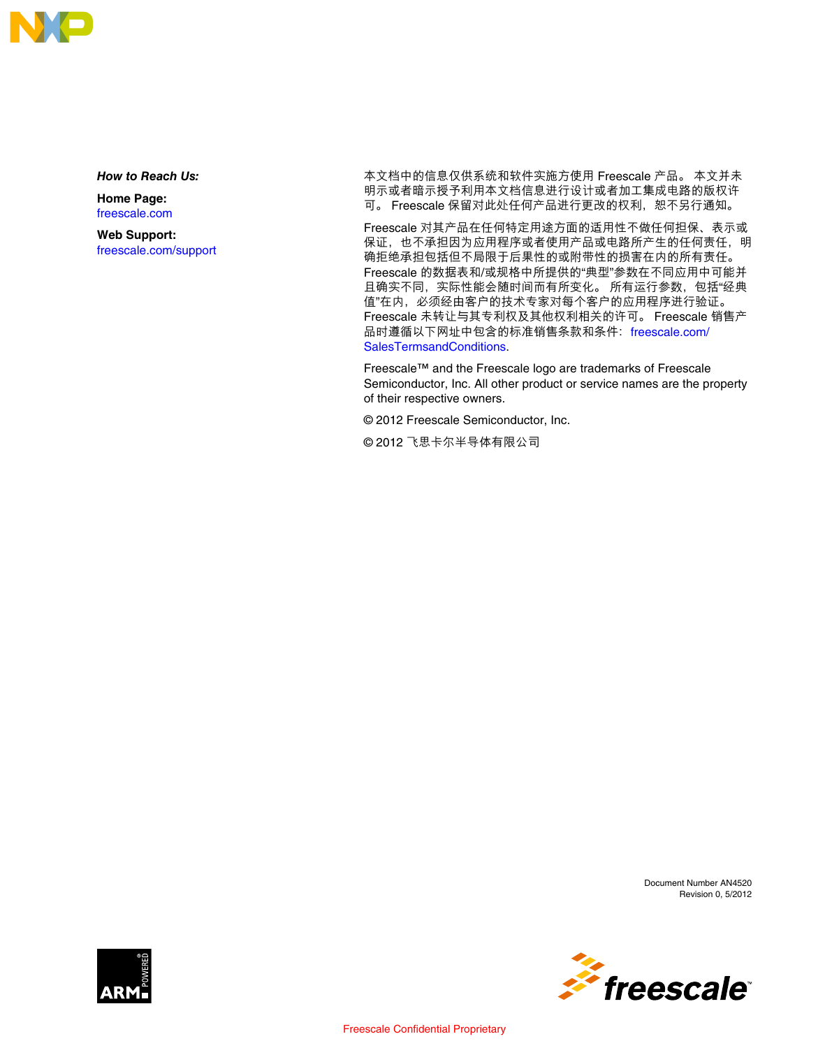***How to Reach Us:***

**Home Page:**
freescale.com

**Web Support:**
freescale.com/support

本文档中的信息仅供系统和软件实施方使用 Freescale 产品。 本文并未明示或者暗示授予利用本文档信息进行设计或者加工集成电路的版权许可。 Freescale 保留对此处任何产品进行更改的权利，恕不另行通知。

Freescale 对其产品在任何特定用途方面的适用性不做任何担保、表示或保证，也不承担因为应用程序或者使用产品或电路所产生的任何责任，明确拒绝承担包括但不局限于后果性的或附带性的损害在内的所有责任。 Freescale 的数据表和/或规格中所提供的"典型"参数在不同应用中可能并且确实不同，实际性能会随时间而有所变化。 所有运行参数，包括"经典值"在内，必须经由客户的技术专家对每个客户的应用程序进行验证。 Freescale 未转让与其专利权及其他权利相关的许可。 Freescale 销售产品时遵循以下网址中包含的标准销售条款和条件：freescale.com/SalesTermsandConditions.

Freescale™ and the Freescale logo are trademarks of Freescale Semiconductor, Inc. All other product or service names are the property of their respective owners.

© 2012 Freescale Semiconductor, Inc.

© 2012 飞思卡尔半导体有限公司

Document Number AN4520
Revision 0, 5/2012

Freescale Confidential Proprietary